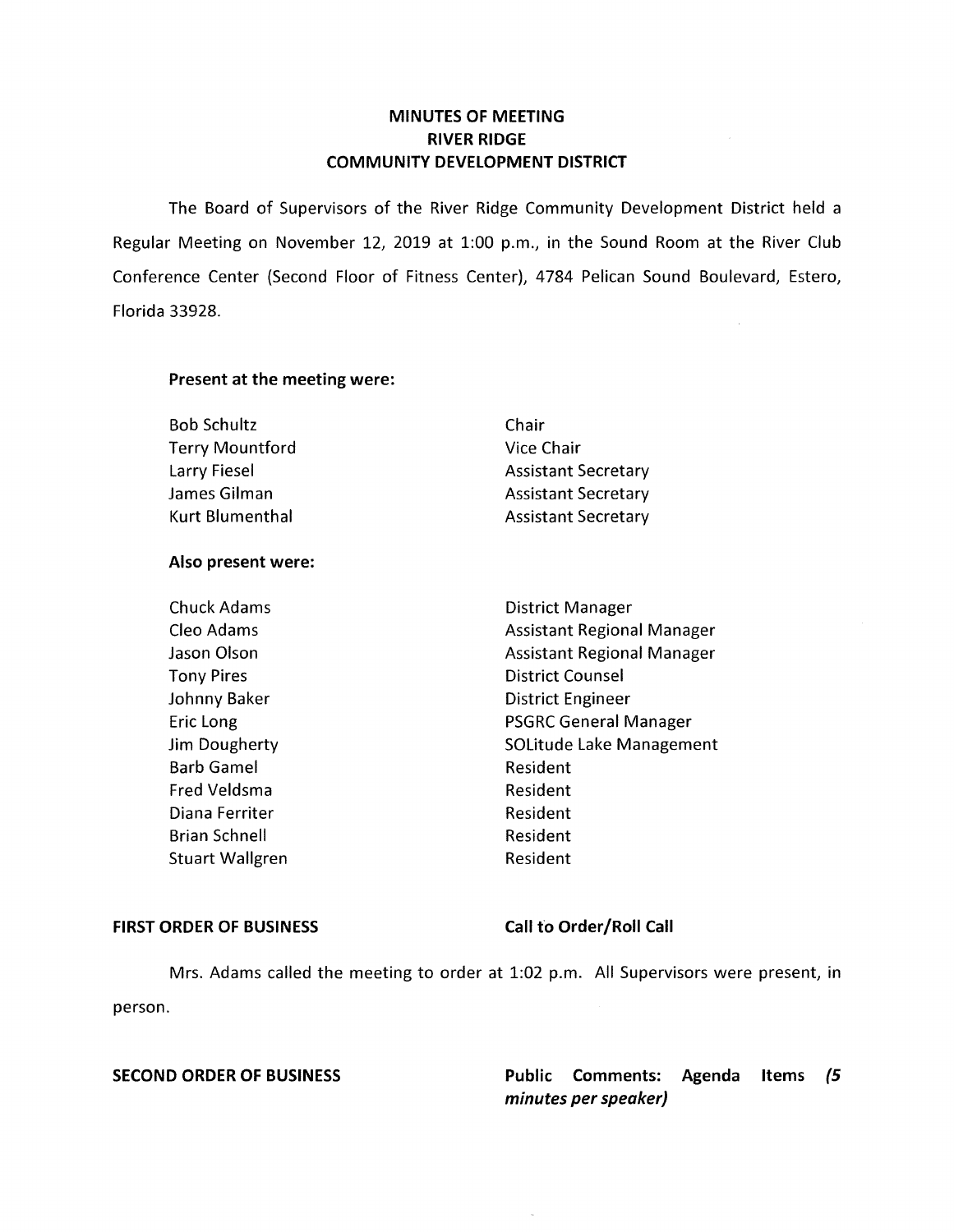# MINUTES OF MEETING
# RIVER RIDGE
# COMMUNITY DEVELOPMENT DISTRICT

The Board of Supervisors of the River Ridge Community Development District held a Regular Meeting on November 12, 2019 at 1:00 p.m., in the Sound Room at the River Club Conference Center (Second Floor of Fitness Center), 4784 Pelican Sound Boulevard, Estero, Florida 33928.

**Present at the meeting were:**

| | |
|---|---|
| Bob Schultz | Chair |
| Terry Mountford | Vice Chair |
| Larry Fiesel | Assistant Secretary |
| James Gilman | Assistant Secretary |
| Kurt Blumenthal | Assistant Secretary |

**Also present were:**

| | |
|---|---|
| Chuck Adams | District Manager |
| Cleo Adams | Assistant Regional Manager |
| Jason Olson | Assistant Regional Manager |
| Tony Pires | District Counsel |
| Johnny Baker | District Engineer |
| Eric Long | PSGRC General Manager |
| Jim Dougherty | SOLitude Lake Management |
| Barb Gamel | Resident |
| Fred Veldsma | Resident |
| Diana Ferriter | Resident |
| Brian Schnell | Resident |
| Stuart Wallgren | Resident |

**FIRST ORDER OF BUSINESS** **Call to Order/Roll Call**

Mrs. Adams called the meeting to order at 1:02 p.m. All Supervisors were present, in person.

**SECOND ORDER OF BUSINESS** **Public Comments: Agenda Items *(5 minutes per speaker)***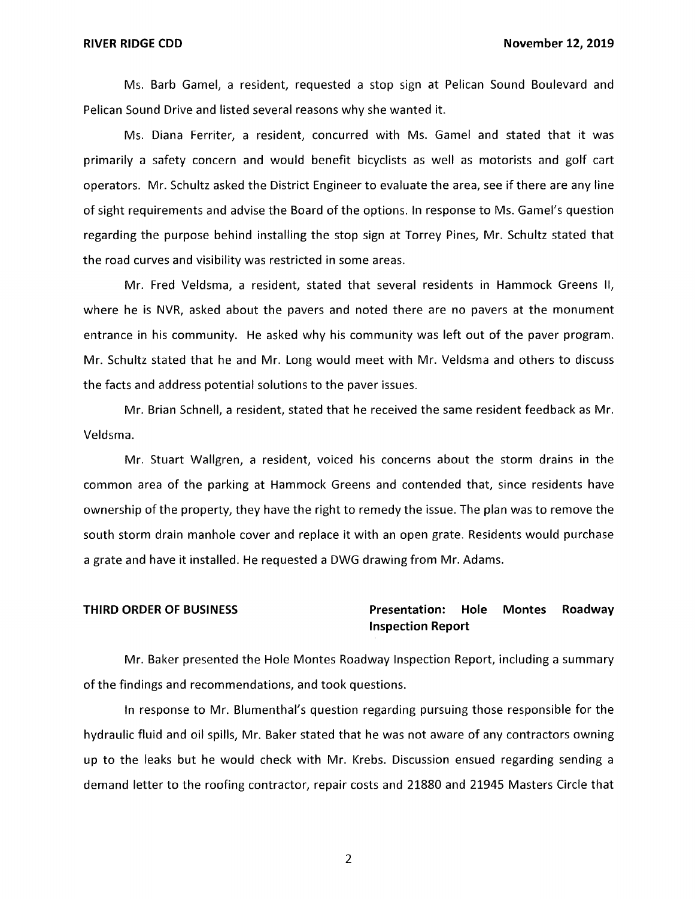Ms. Barb Gamel, a resident, requested a stop sign at Pelican Sound Boulevard and Pelican Sound Drive and listed several reasons why she wanted it.

Ms. Diana Ferriter, a resident, concurred with Ms. Gamel and stated that it was primarily a safety concern and would benefit bicyclists as well as motorists and golf cart operators. Mr. Schultz asked the District Engineer to evaluate the area, see if there are any line of sight requirements and advise the Board of the options. In response to Ms. Gamel's question regarding the purpose behind installing the stop sign at Torrey Pines, Mr. Schultz stated that the road curves and visibility was restricted in some areas.

Mr. Fred Veldsma, a resident, stated that several residents in Hammock Greens II, where he is NVR, asked about the pavers and noted there are no pavers at the monument entrance in his community. He asked why his community was left out of the paver program. Mr. Schultz stated that he and Mr. Long would meet with Mr. Veldsma and others to discuss the facts and address potential solutions to the paver issues.

Mr. Brian Schnell, a resident, stated that he received the same resident feedback as Mr. Veldsma.

Mr. Stuart Wallgren, a resident, voiced his concerns about the storm drains in the common area of the parking at Hammock Greens and contended that, since residents have ownership of the property, they have the right to remedy the issue. The plan was to remove the south storm drain manhole cover and replace it with an open grate. Residents would purchase a grate and have it installed. He requested a DWG drawing from Mr. Adams.

**THIRD ORDER OF BUSINESS** **Presentation: Hole Montes Roadway Inspection Report**

Mr. Baker presented the Hole Montes Roadway Inspection Report, including a summary of the findings and recommendations, and took questions.

In response to Mr. Blumenthal's question regarding pursuing those responsible for the hydraulic fluid and oil spills, Mr. Baker stated that he was not aware of any contractors owning up to the leaks but he would check with Mr. Krebs. Discussion ensued regarding sending a demand letter to the roofing contractor, repair costs and 21880 and 21945 Masters Circle that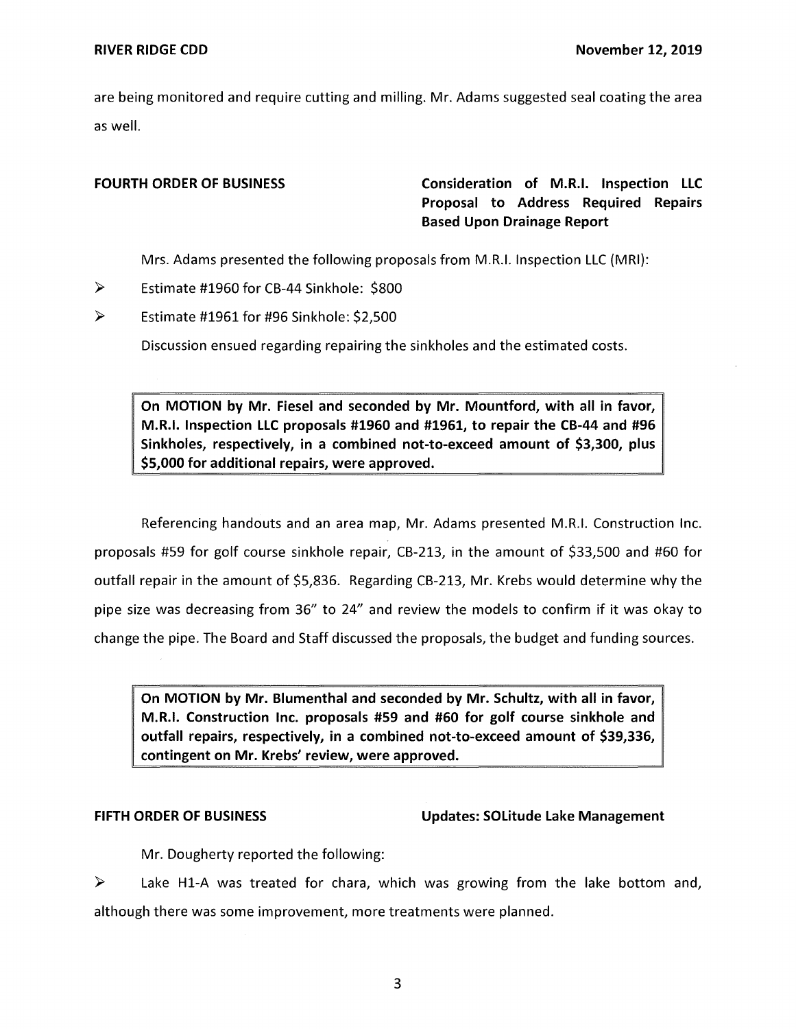are being monitored and require cutting and milling. Mr. Adams suggested seal coating the area as well.

**FOURTH ORDER OF BUSINESS** **Consideration of M.R.I. Inspection LLC Proposal to Address Required Repairs Based Upon Drainage Report**

Mrs. Adams presented the following proposals from M.R.I. Inspection LLC (MRI):

- Estimate #1960 for CB-44 Sinkhole: $800
- Estimate #1961 for #96 Sinkhole: $2,500

Discussion ensued regarding repairing the sinkholes and the estimated costs.

> **On MOTION by Mr. Fiesel and seconded by Mr. Mountford, with all in favor, M.R.I. Inspection LLC proposals #1960 and #1961, to repair the CB-44 and #96 Sinkholes, respectively, in a combined not-to-exceed amount of $3,300, plus $5,000 for additional repairs, were approved.**

Referencing handouts and an area map, Mr. Adams presented M.R.I. Construction Inc. proposals #59 for golf course sinkhole repair, CB-213, in the amount of $33,500 and #60 for outfall repair in the amount of $5,836. Regarding CB-213, Mr. Krebs would determine why the pipe size was decreasing from 36" to 24" and review the models to confirm if it was okay to change the pipe. The Board and Staff discussed the proposals, the budget and funding sources.

> **On MOTION by Mr. Blumenthal and seconded by Mr. Schultz, with all in favor, M.R.I. Construction Inc. proposals #59 and #60 for golf course sinkhole and outfall repairs, respectively, in a combined not-to-exceed amount of $39,336, contingent on Mr. Krebs' review, were approved.**

**FIFTH ORDER OF BUSINESS** **Updates: SOLitude Lake Management**

Mr. Dougherty reported the following:

- Lake H1-A was treated for chara, which was growing from the lake bottom and, although there was some improvement, more treatments were planned.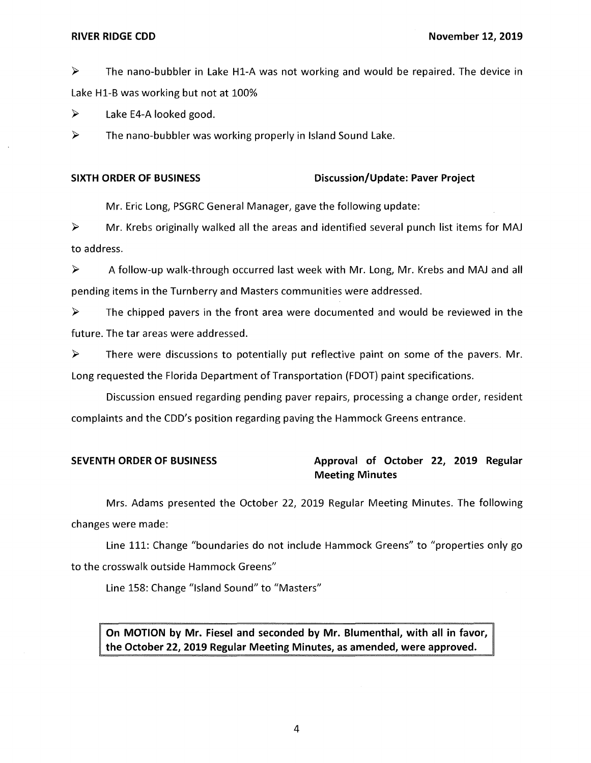➢ The nano-bubbler in Lake H1-A was not working and would be repaired. The device in Lake H1-B was working but not at 100%

➢ Lake E4-A looked good.

➢ The nano-bubbler was working properly in Island Sound Lake.

**SIXTH ORDER OF BUSINESS** **Discussion/Update: Paver Project**

Mr. Eric Long, PSGRC General Manager, gave the following update:

➢ Mr. Krebs originally walked all the areas and identified several punch list items for MAJ to address.

➢ A follow-up walk-through occurred last week with Mr. Long, Mr. Krebs and MAJ and all pending items in the Turnberry and Masters communities were addressed.

➢ The chipped pavers in the front area were documented and would be reviewed in the future. The tar areas were addressed.

➢ There were discussions to potentially put reflective paint on some of the pavers. Mr. Long requested the Florida Department of Transportation (FDOT) paint specifications.

Discussion ensued regarding pending paver repairs, processing a change order, resident complaints and the CDD's position regarding paving the Hammock Greens entrance.

**SEVENTH ORDER OF BUSINESS** **Approval of October 22, 2019 Regular Meeting Minutes**

Mrs. Adams presented the October 22, 2019 Regular Meeting Minutes. The following changes were made:

Line 111: Change "boundaries do not include Hammock Greens" to "properties only go to the crosswalk outside Hammock Greens"

Line 158: Change "Island Sound" to "Masters"

**On MOTION by Mr. Fiesel and seconded by Mr. Blumenthal, with all in favor, the October 22, 2019 Regular Meeting Minutes, as amended, were approved.**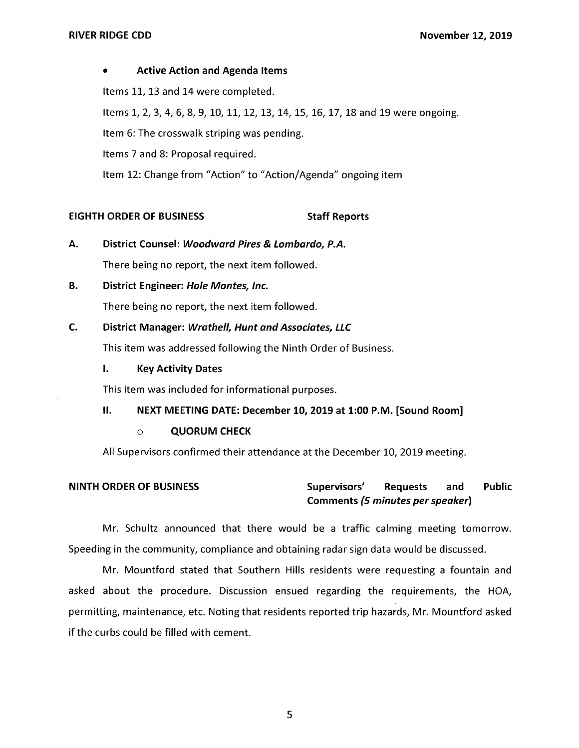- **Active Action and Agenda Items**

Items 11, 13 and 14 were completed.

Items 1, 2, 3, 4, 6, 8, 9, 10, 11, 12, 13, 14, 15, 16, 17, 18 and 19 were ongoing.

Item 6: The crosswalk striping was pending.

Items 7 and 8: Proposal required.

Item 12: Change from "Action" to "Action/Agenda" ongoing item

## EIGHTH ORDER OF BUSINESS — Staff Reports

**A. District Counsel: *Woodward Pires & Lombardo, P.A.***

There being no report, the next item followed.

**B. District Engineer: *Hole Montes, Inc.***

There being no report, the next item followed.

**C. District Manager: *Wrathell, Hunt and Associates, LLC***

This item was addressed following the Ninth Order of Business.

**I. Key Activity Dates**

This item was included for informational purposes.

**II. NEXT MEETING DATE: December 10, 2019 at 1:00 P.M. [Sound Room]**

- **QUORUM CHECK**

All Supervisors confirmed their attendance at the December 10, 2019 meeting.

## NINTH ORDER OF BUSINESS — Supervisors' Requests and Public Comments *(5 minutes per speaker)*

Mr. Schultz announced that there would be a traffic calming meeting tomorrow. Speeding in the community, compliance and obtaining radar sign data would be discussed.

Mr. Mountford stated that Southern Hills residents were requesting a fountain and asked about the procedure. Discussion ensued regarding the requirements, the HOA, permitting, maintenance, etc. Noting that residents reported trip hazards, Mr. Mountford asked if the curbs could be filled with cement.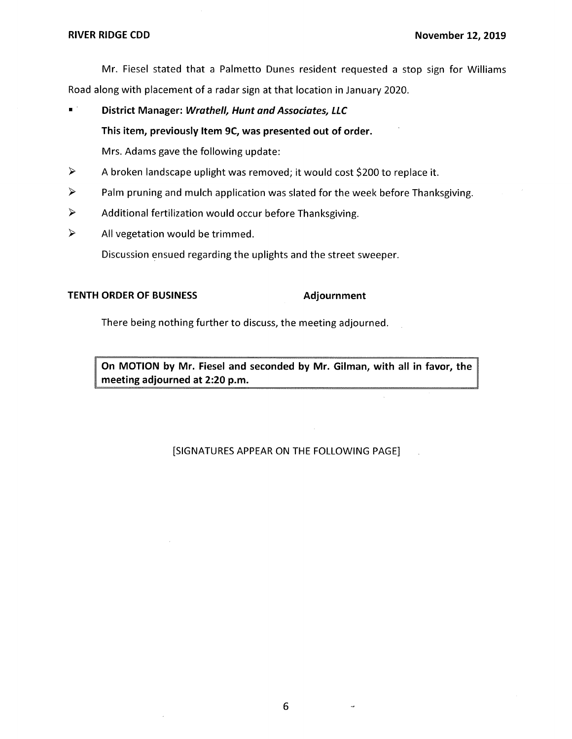Mr. Fiesel stated that a Palmetto Dunes resident requested a stop sign for Williams Road along with placement of a radar sign at that location in January 2020.

- **District Manager: *Wrathell, Hunt and Associates, LLC***

  **This item, previously Item 9C, was presented out of order.**

  Mrs. Adams gave the following update:

  - A broken landscape uplight was removed; it would cost $200 to replace it.
  - Palm pruning and mulch application was slated for the week before Thanksgiving.
  - Additional fertilization would occur before Thanksgiving.
  - All vegetation would be trimmed.

  Discussion ensued regarding the uplights and the street sweeper.

**TENTH ORDER OF BUSINESS** **Adjournment**

There being nothing further to discuss, the meeting adjourned.

> **On MOTION by Mr. Fiesel and seconded by Mr. Gilman, with all in favor, the meeting adjourned at 2:20 p.m.**

[SIGNATURES APPEAR ON THE FOLLOWING PAGE]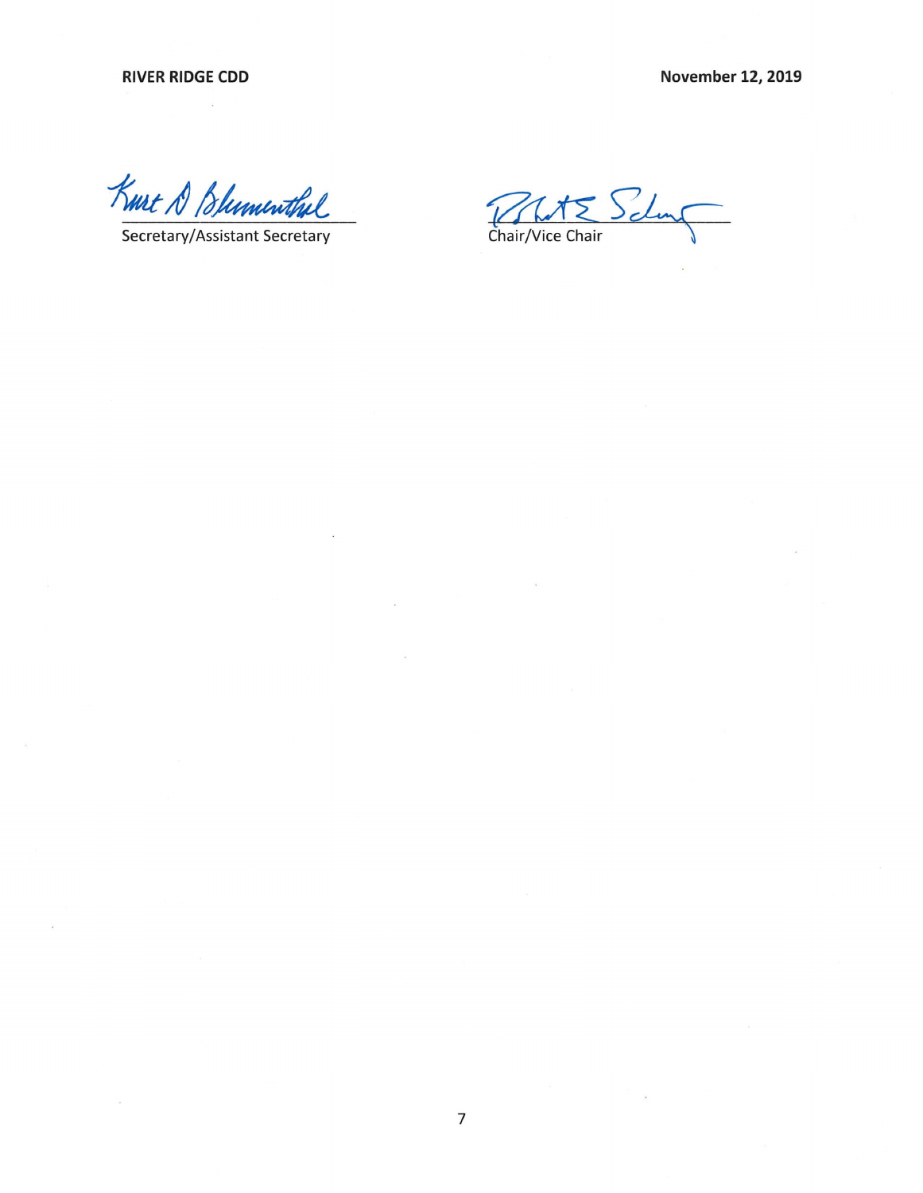RIVER RIDGE CDD November 12, 2019

Kurt D Blumenthal

Secretary/Assistant Secretary

Chair/Vice Chair